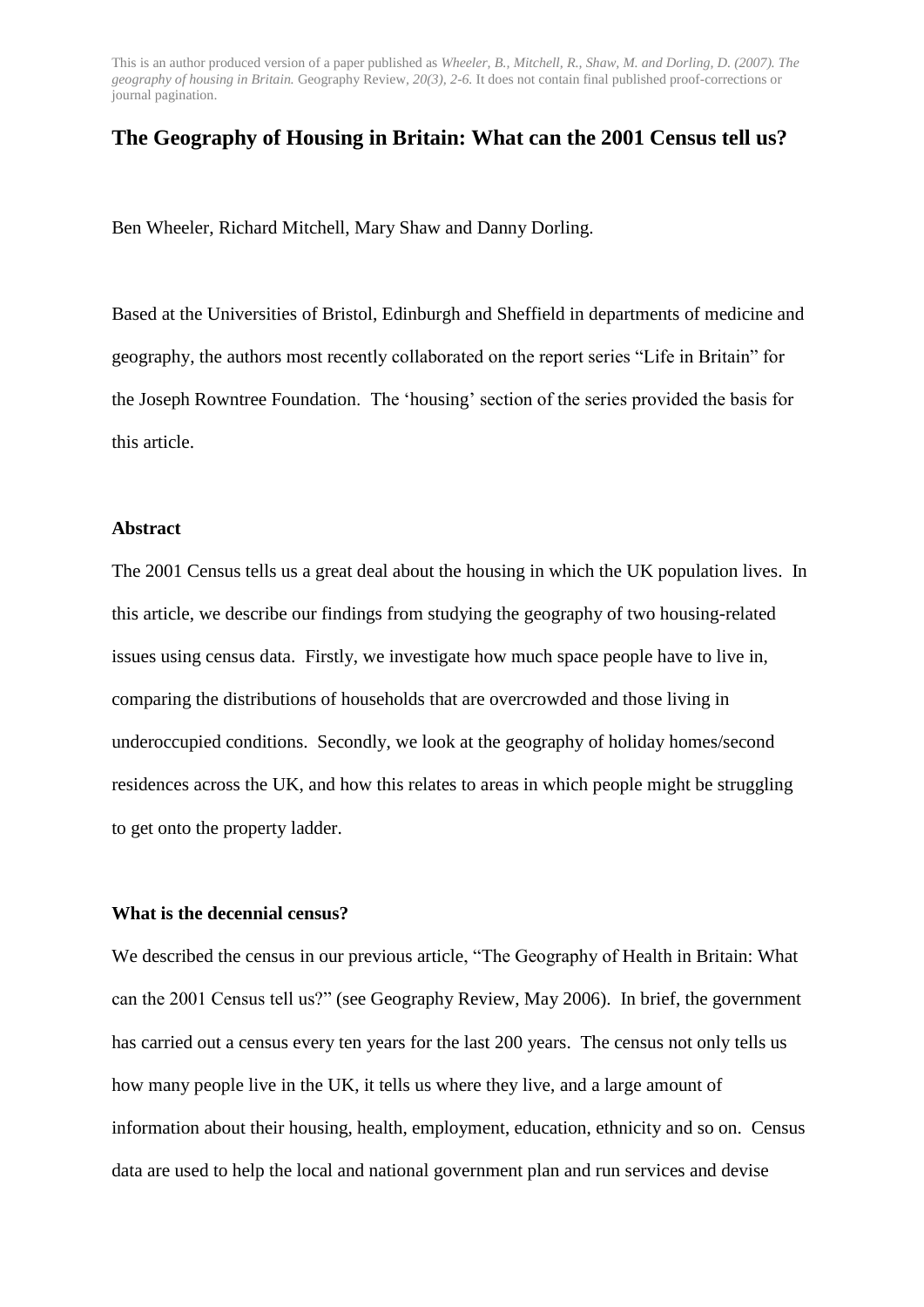This is an author produced version of a paper published as *Wheeler, B., Mitchell, R., Shaw, M. and Dorling, D. (2007). The geography of housing in Britain.* Geography Review, *20(3), 2-6.* It does not contain final published proof-corrections or journal pagination.

# The Geography of Housing in Britain: What can the 2001 Census tell us?

Ben Wheeler, Richard Mitchell, Mary Shaw and Danny Dorling.

Based at the Universities of Bristol, Edinburgh and Sheffield in departments of medicine and geography, the authors most recently collaborated on the report series "Life in Britain" for the Joseph Rowntree Foundation. The 'housing' section of the series provided the basis for this article.

## Abstract

The 2001 Census tells us a great deal about the housing in which the UK population lives. In this article, we describe our findings from studying the geography of two housing-related issues using census data. Firstly, we investigate how much space people have to live in, comparing the distributions of households that are overcrowded and those living in underoccupied conditions. Secondly, we look at the geography of holiday homes/second residences across the UK, and how this relates to areas in which people might be struggling to get onto the property ladder.

## What is the decennial census?

We described the census in our previous article, "The Geography of Health in Britain: What can the 2001 Census tell us?" (see Geography Review, May 2006). In brief, the government has carried out a census every ten years for the last 200 years. The census not only tells us how many people live in the UK, it tells us where they live, and a large amount of information about their housing, health, employment, education, ethnicity and so on. Census data are used to help the local and national government plan and run services and devise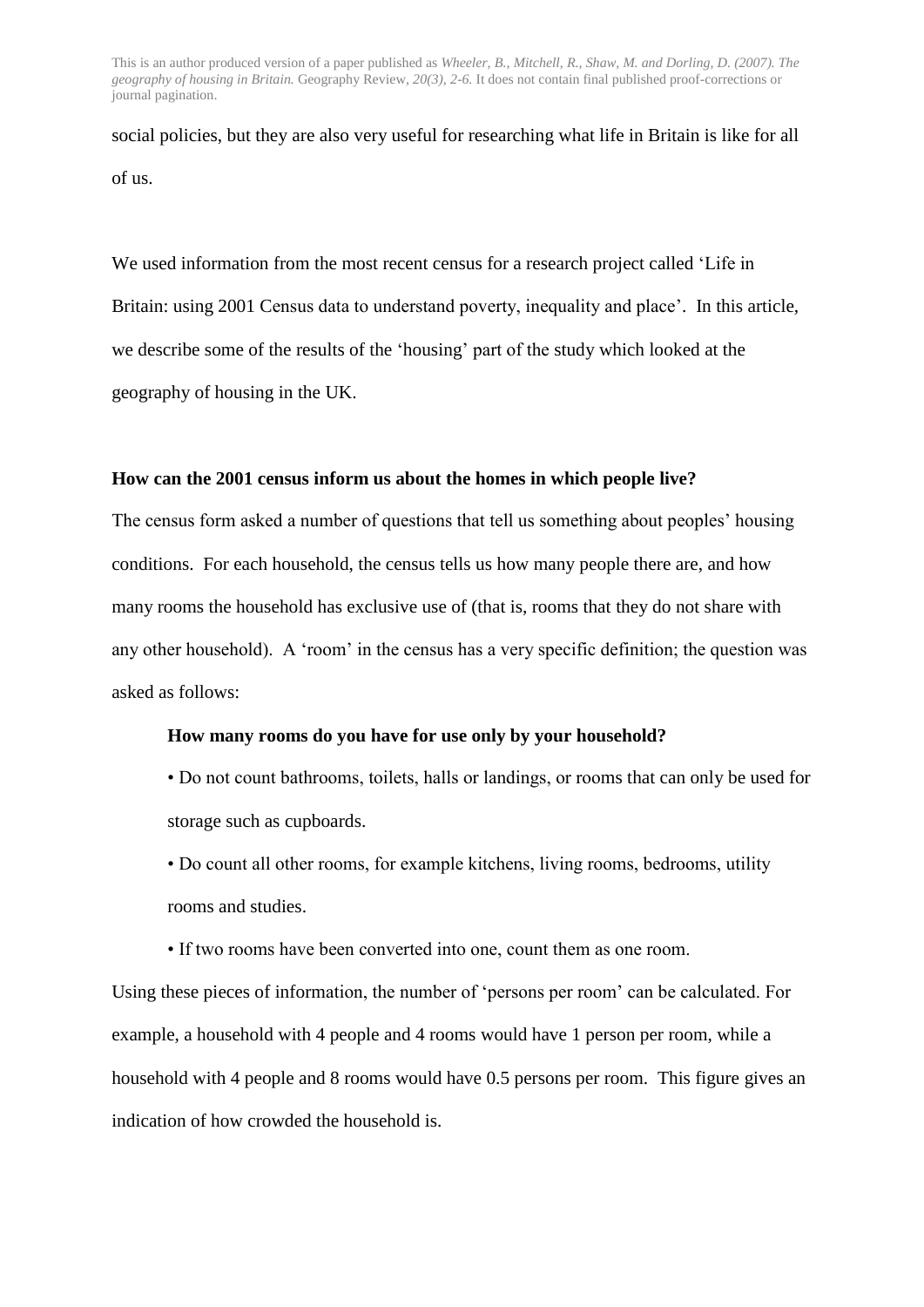social policies, but they are also very useful for researching what life in Britain is like for all of us.

We used information from the most recent census for a research project called 'Life in Britain: using 2001 Census data to understand poverty, inequality and place'. In this article, we describe some of the results of the 'housing' part of the study which looked at the geography of housing in the UK.

**How can the 2001 census inform us about the homes in which people live?**

The census form asked a number of questions that tell us something about peoples' housing conditions. For each household, the census tells us how many people there are, and how many rooms the household has exclusive use of (that is, rooms that they do not share with any other household). A 'room' in the census has a very specific definition; the question was asked as follows:

> **How many rooms do you have for use only by your household?**
>
> • Do not count bathrooms, toilets, halls or landings, or rooms that can only be used for storage such as cupboards.
>
> • Do count all other rooms, for example kitchens, living rooms, bedrooms, utility rooms and studies.
>
> • If two rooms have been converted into one, count them as one room.

Using these pieces of information, the number of 'persons per room' can be calculated. For example, a household with 4 people and 4 rooms would have 1 person per room, while a household with 4 people and 8 rooms would have 0.5 persons per room. This figure gives an indication of how crowded the household is.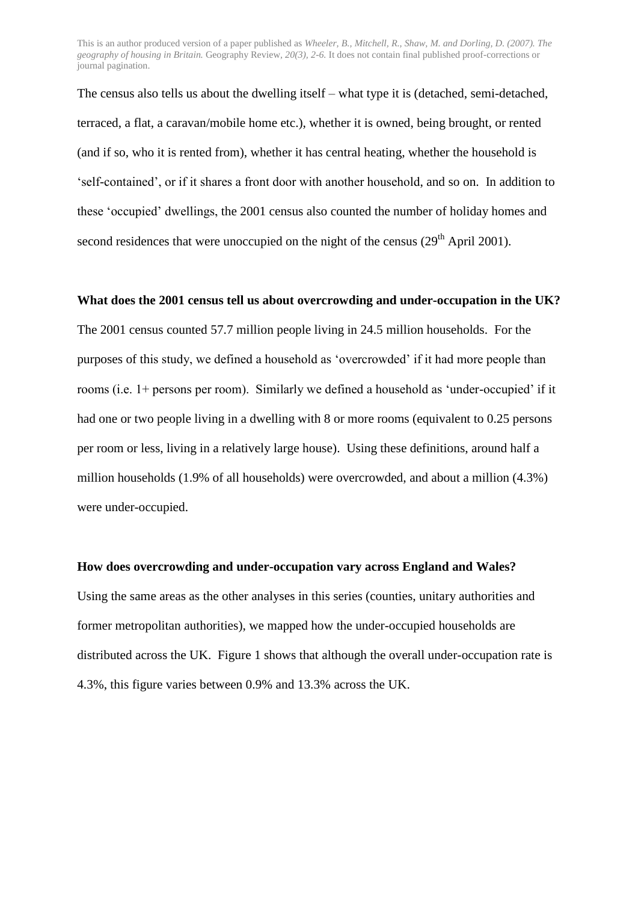The census also tells us about the dwelling itself – what type it is (detached, semi-detached, terraced, a flat, a caravan/mobile home etc.), whether it is owned, being brought, or rented (and if so, who it is rented from), whether it has central heating, whether the household is 'self-contained', or if it shares a front door with another household, and so on. In addition to these 'occupied' dwellings, the 2001 census also counted the number of holiday homes and second residences that were unoccupied on the night of the census (29th April 2001).

**What does the 2001 census tell us about overcrowding and under-occupation in the UK?**

The 2001 census counted 57.7 million people living in 24.5 million households. For the purposes of this study, we defined a household as 'overcrowded' if it had more people than rooms (i.e. 1+ persons per room). Similarly we defined a household as 'under-occupied' if it had one or two people living in a dwelling with 8 or more rooms (equivalent to 0.25 persons per room or less, living in a relatively large house). Using these definitions, around half a million households (1.9% of all households) were overcrowded, and about a million (4.3%) were under-occupied.

**How does overcrowding and under-occupation vary across England and Wales?**

Using the same areas as the other analyses in this series (counties, unitary authorities and former metropolitan authorities), we mapped how the under-occupied households are distributed across the UK. Figure 1 shows that although the overall under-occupation rate is 4.3%, this figure varies between 0.9% and 13.3% across the UK.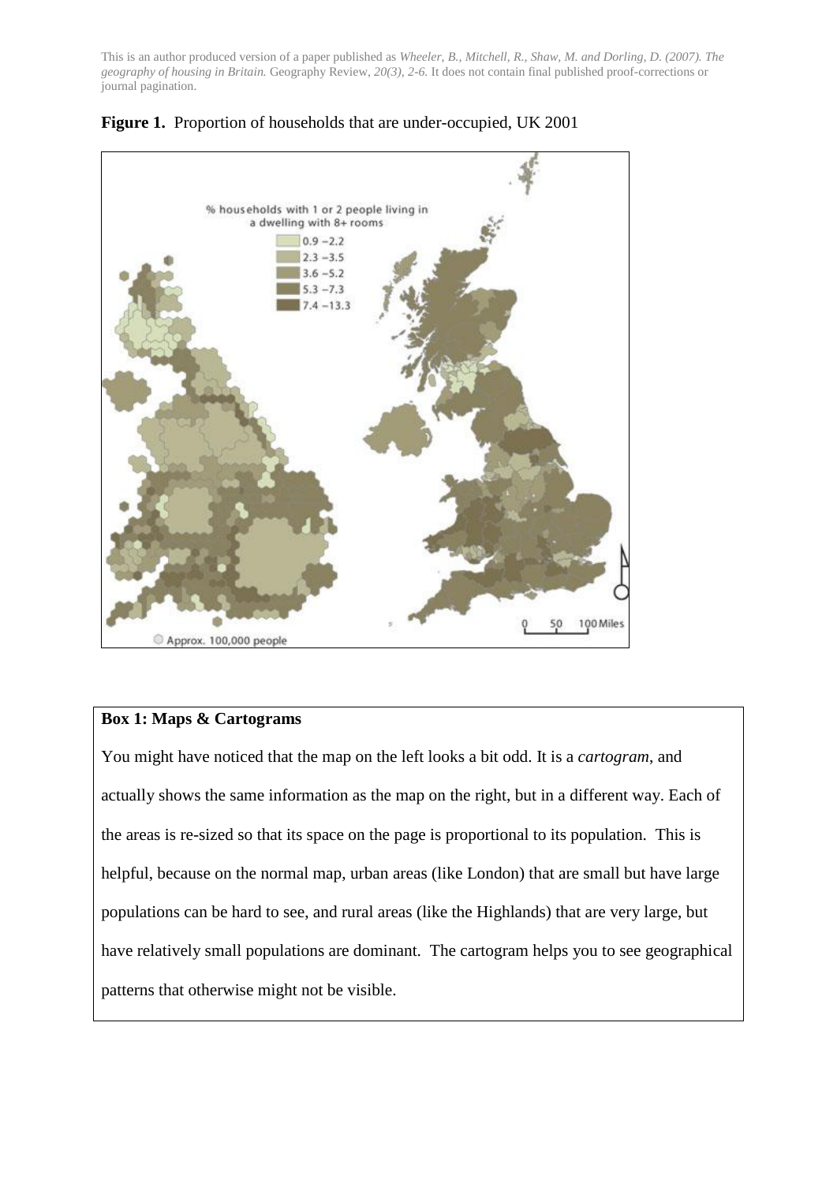This is an author produced version of a paper published as *Wheeler, B., Mitchell, R., Shaw, M. and Dorling, D. (2007). The geography of housing in Britain.* Geography Review, *20(3), 2-6.* It does not contain final published proof-corrections or journal pagination.

**Figure 1.** Proportion of households that are under-occupied, UK 2001

**Box 1: Maps & Cartograms**

You might have noticed that the map on the left looks a bit odd. It is a *cartogram*, and actually shows the same information as the map on the right, but in a different way. Each of the areas is re-sized so that its space on the page is proportional to its population. This is helpful, because on the normal map, urban areas (like London) that are small but have large populations can be hard to see, and rural areas (like the Highlands) that are very large, but have relatively small populations are dominant. The cartogram helps you to see geographical patterns that otherwise might not be visible.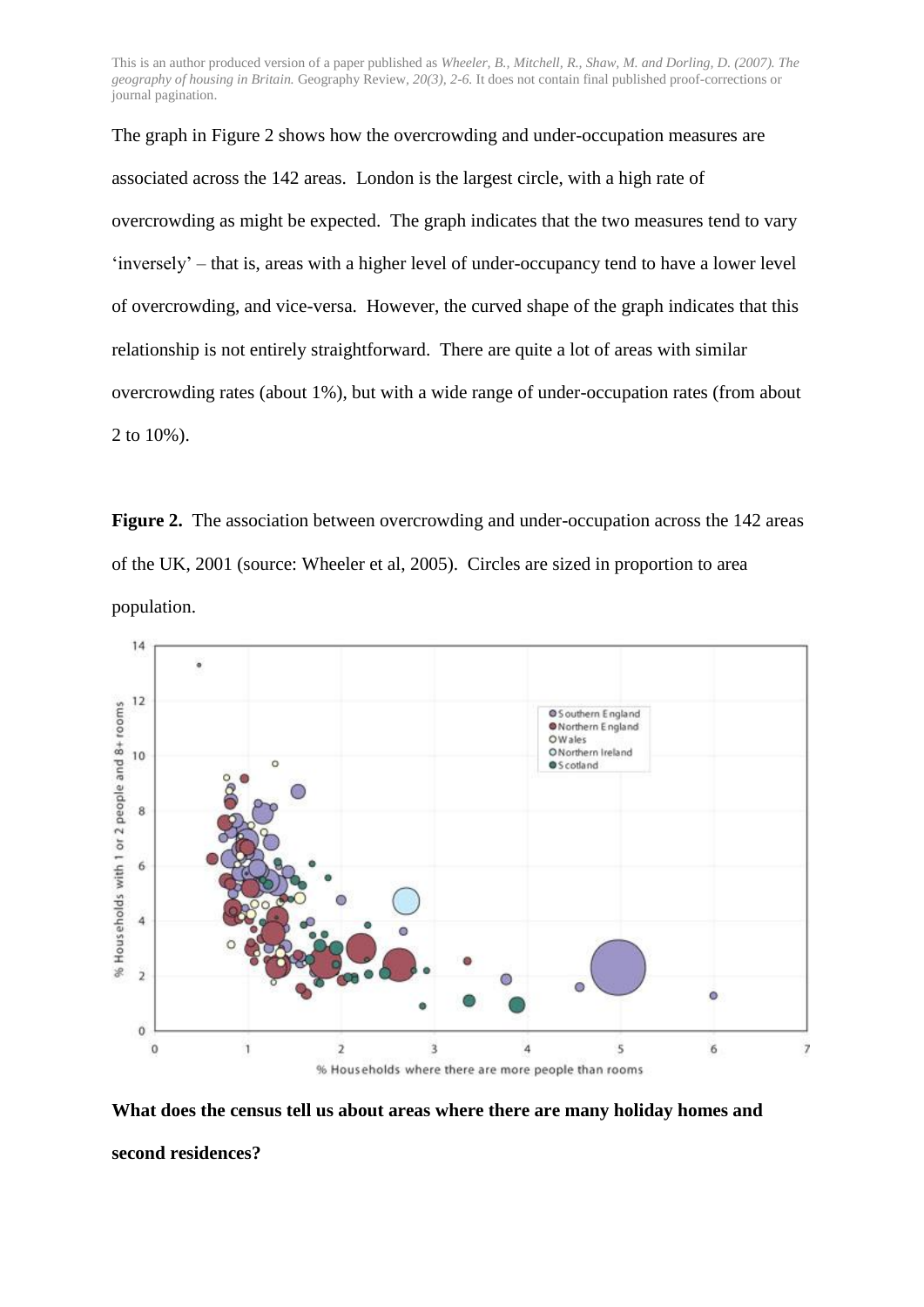The graph in Figure 2 shows how the overcrowding and under-occupation measures are associated across the 142 areas. London is the largest circle, with a high rate of overcrowding as might be expected. The graph indicates that the two measures tend to vary 'inversely' – that is, areas with a higher level of under-occupancy tend to have a lower level of overcrowding, and vice-versa. However, the curved shape of the graph indicates that this relationship is not entirely straightforward. There are quite a lot of areas with similar overcrowding rates (about 1%), but with a wide range of under-occupation rates (from about 2 to 10%).

**Figure 2.** The association between overcrowding and under-occupation across the 142 areas of the UK, 2001 (source: Wheeler et al, 2005). Circles are sized in proportion to area population.

**What does the census tell us about areas where there are many holiday homes and second residences?**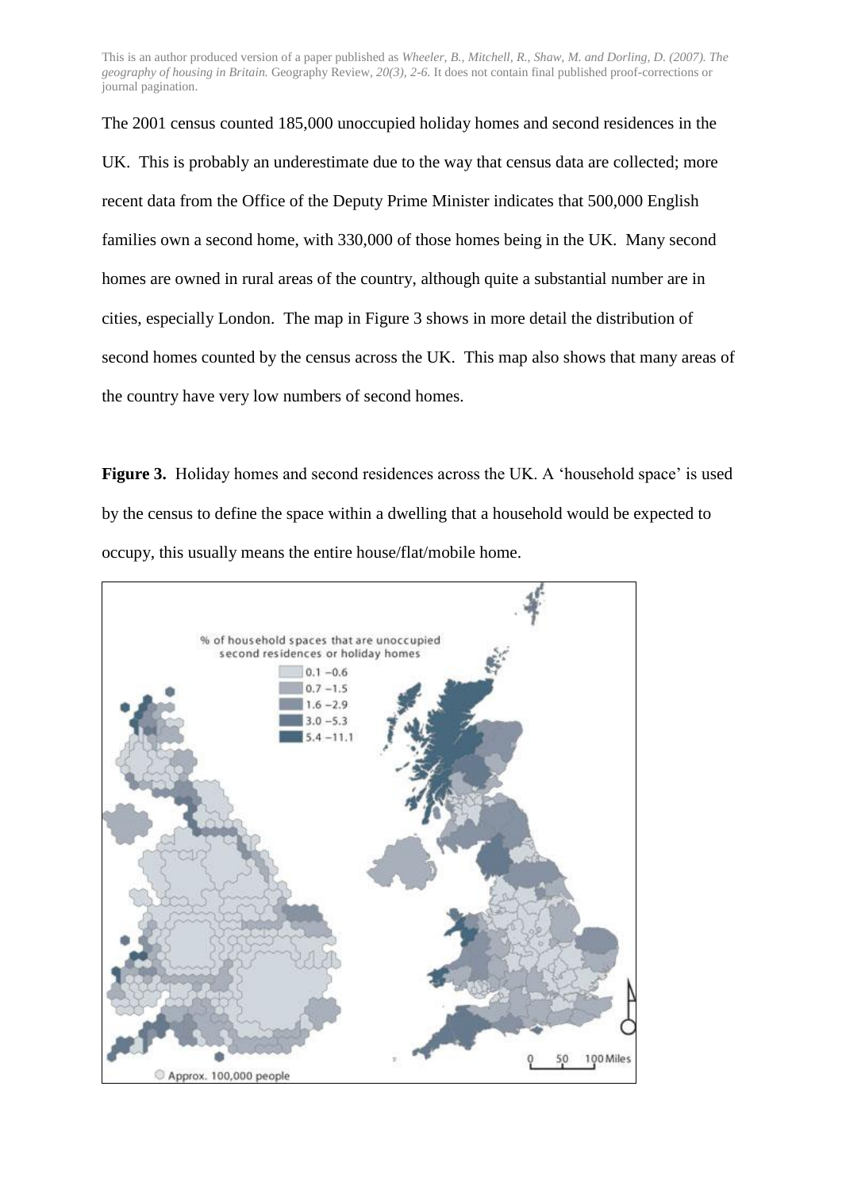The 2001 census counted 185,000 unoccupied holiday homes and second residences in the UK. This is probably an underestimate due to the way that census data are collected; more recent data from the Office of the Deputy Prime Minister indicates that 500,000 English families own a second home, with 330,000 of those homes being in the UK. Many second homes are owned in rural areas of the country, although quite a substantial number are in cities, especially London. The map in Figure 3 shows in more detail the distribution of second homes counted by the census across the UK. This map also shows that many areas of the country have very low numbers of second homes.

**Figure 3.** Holiday homes and second residences across the UK. A 'household space' is used by the census to define the space within a dwelling that a household would be expected to occupy, this usually means the entire house/flat/mobile home.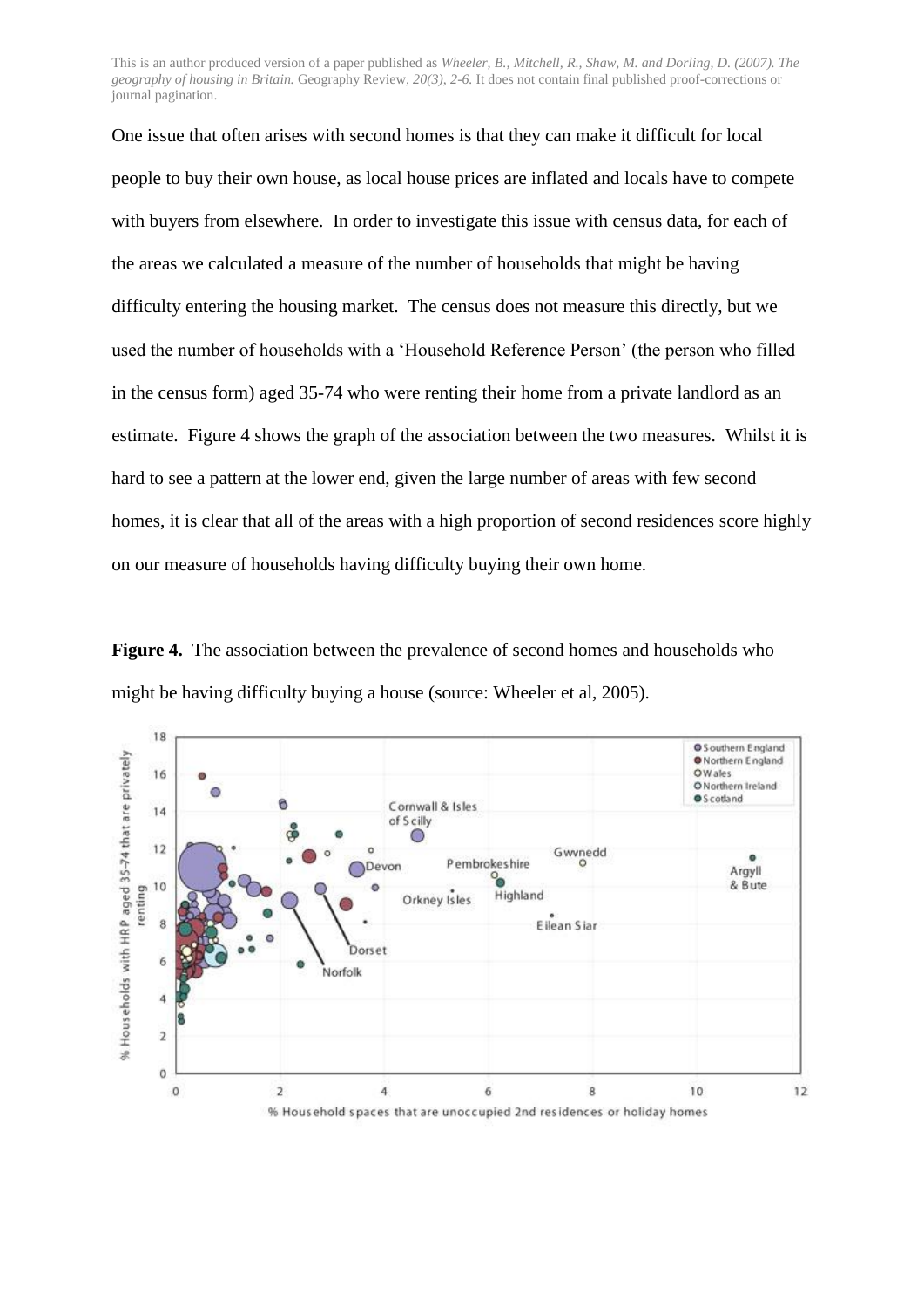One issue that often arises with second homes is that they can make it difficult for local people to buy their own house, as local house prices are inflated and locals have to compete with buyers from elsewhere. In order to investigate this issue with census data, for each of the areas we calculated a measure of the number of households that might be having difficulty entering the housing market. The census does not measure this directly, but we used the number of households with a 'Household Reference Person' (the person who filled in the census form) aged 35-74 who were renting their home from a private landlord as an estimate. Figure 4 shows the graph of the association between the two measures. Whilst it is hard to see a pattern at the lower end, given the large number of areas with few second homes, it is clear that all of the areas with a high proportion of second residences score highly on our measure of households having difficulty buying their own home.

**Figure 4.** The association between the prevalence of second homes and households who might be having difficulty buying a house (source: Wheeler et al, 2005).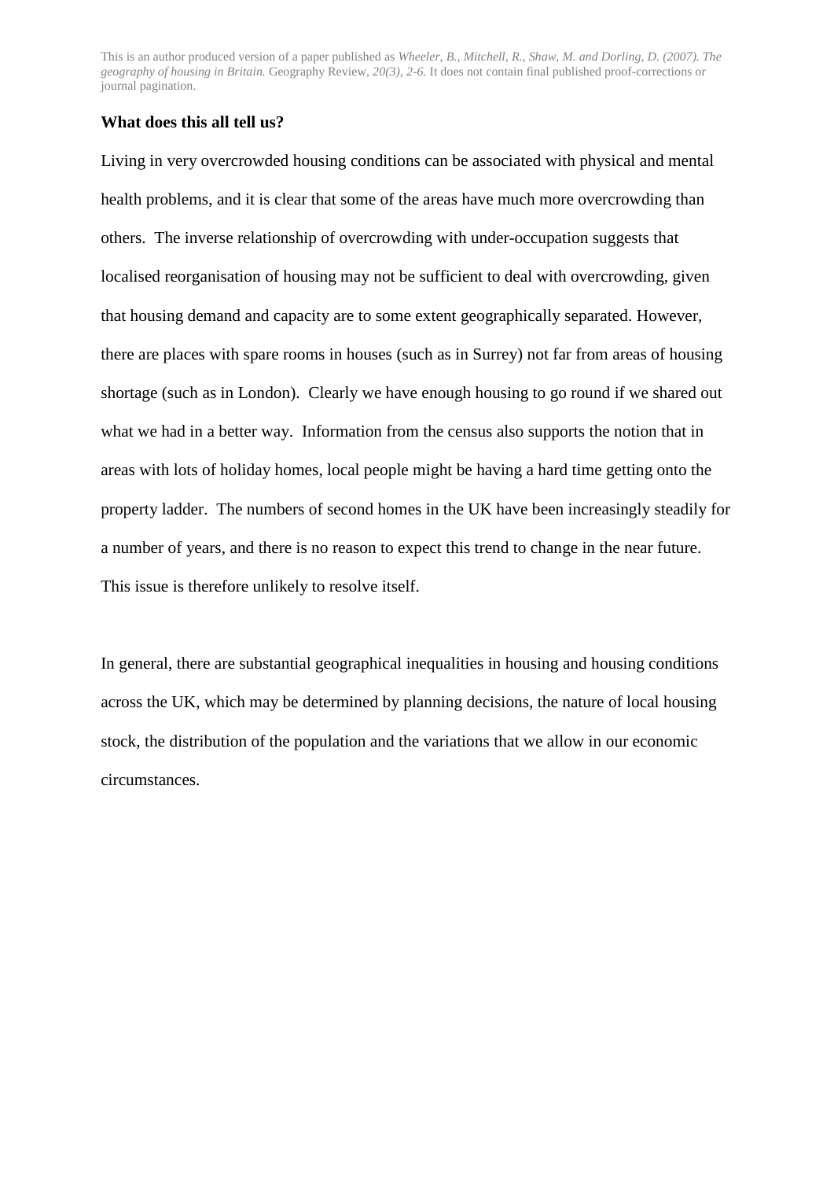**What does this all tell us?**

Living in very overcrowded housing conditions can be associated with physical and mental health problems, and it is clear that some of the areas have much more overcrowding than others. The inverse relationship of overcrowding with under-occupation suggests that localised reorganisation of housing may not be sufficient to deal with overcrowding, given that housing demand and capacity are to some extent geographically separated. However, there are places with spare rooms in houses (such as in Surrey) not far from areas of housing shortage (such as in London). Clearly we have enough housing to go round if we shared out what we had in a better way. Information from the census also supports the notion that in areas with lots of holiday homes, local people might be having a hard time getting onto the property ladder. The numbers of second homes in the UK have been increasingly steadily for a number of years, and there is no reason to expect this trend to change in the near future. This issue is therefore unlikely to resolve itself.

In general, there are substantial geographical inequalities in housing and housing conditions across the UK, which may be determined by planning decisions, the nature of local housing stock, the distribution of the population and the variations that we allow in our economic circumstances.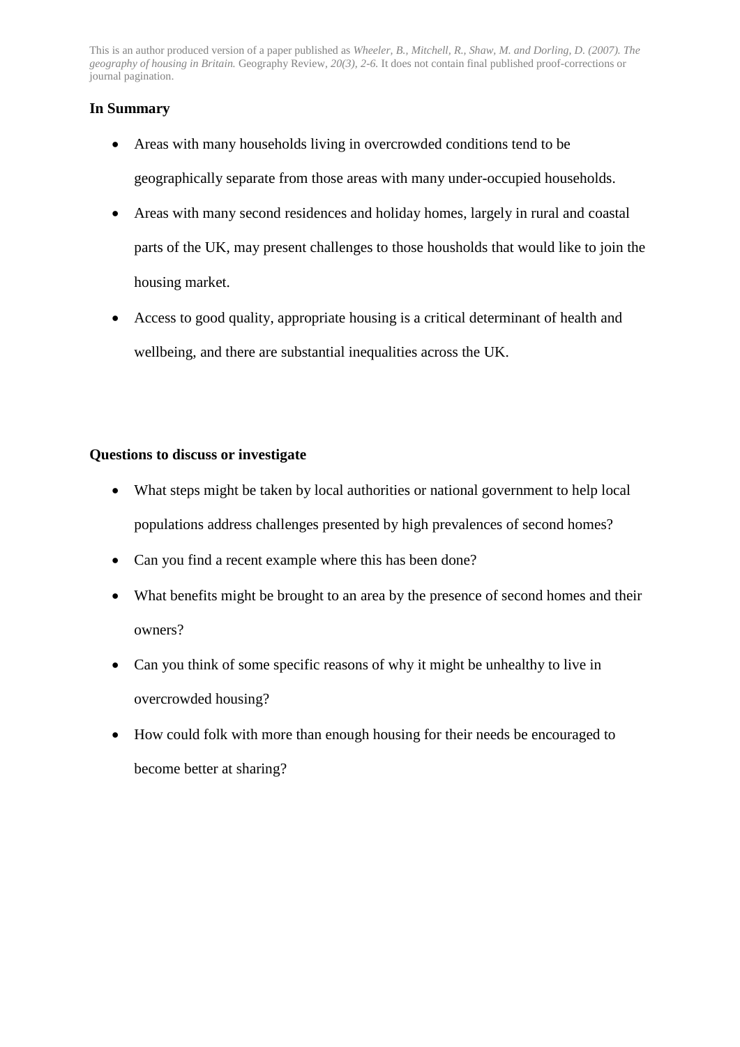**In Summary**

- Areas with many households living in overcrowded conditions tend to be geographically separate from those areas with many under-occupied households.
- Areas with many second residences and holiday homes, largely in rural and coastal parts of the UK, may present challenges to those housholds that would like to join the housing market.
- Access to good quality, appropriate housing is a critical determinant of health and wellbeing, and there are substantial inequalities across the UK.

**Questions to discuss or investigate**

- What steps might be taken by local authorities or national government to help local populations address challenges presented by high prevalences of second homes?
- Can you find a recent example where this has been done?
- What benefits might be brought to an area by the presence of second homes and their owners?
- Can you think of some specific reasons of why it might be unhealthy to live in overcrowded housing?
- How could folk with more than enough housing for their needs be encouraged to become better at sharing?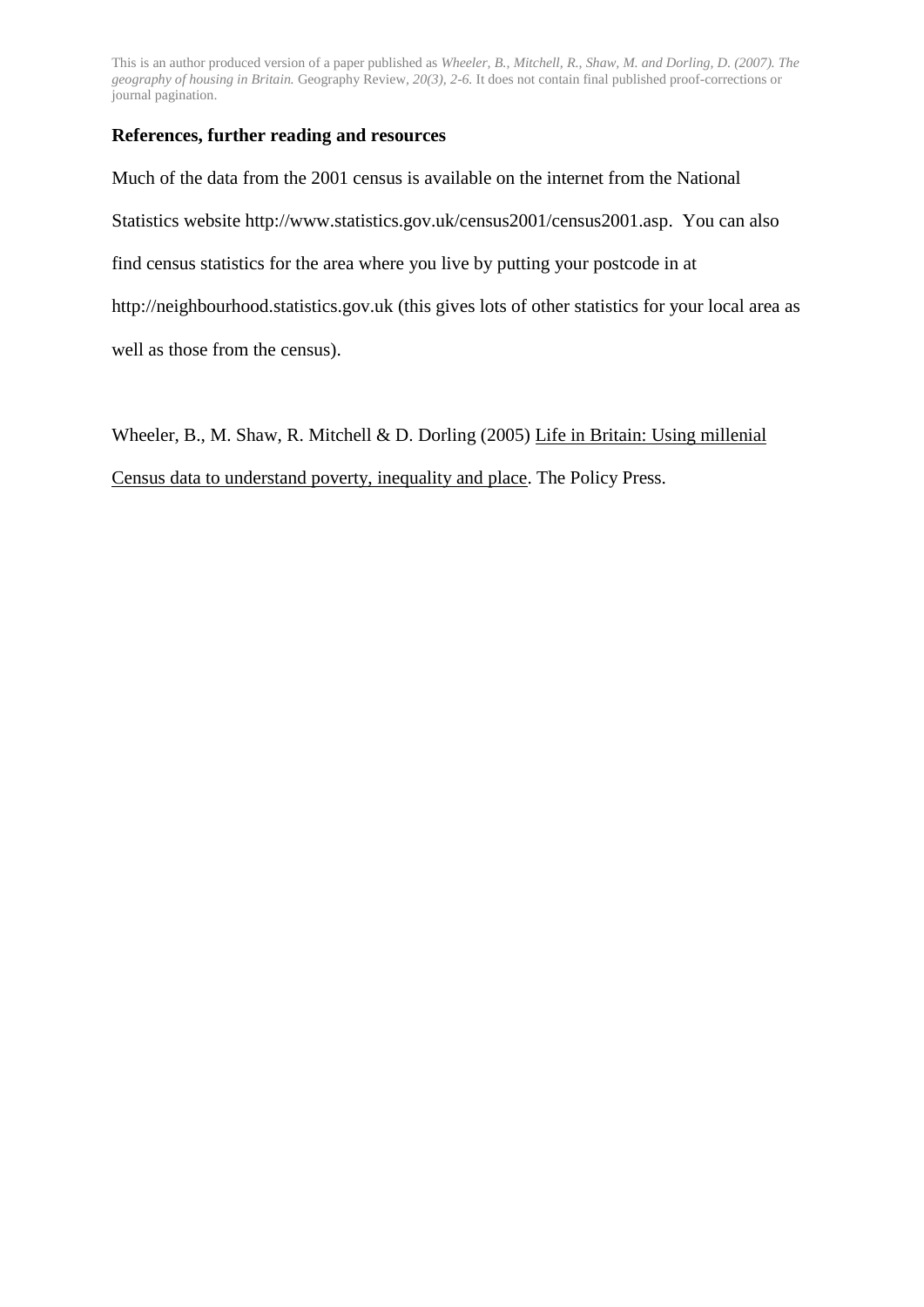## References, further reading and resources

Much of the data from the 2001 census is available on the internet from the National Statistics website http://www.statistics.gov.uk/census2001/census2001.asp. You can also find census statistics for the area where you live by putting your postcode in at http://neighbourhood.statistics.gov.uk (this gives lots of other statistics for your local area as well as those from the census).

Wheeler, B., M. Shaw, R. Mitchell & D. Dorling (2005) Life in Britain: Using millenial Census data to understand poverty, inequality and place. The Policy Press.